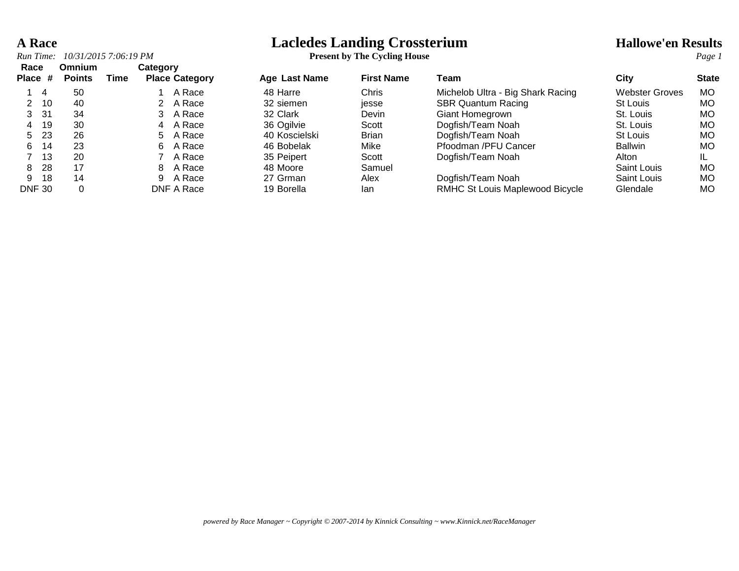# Lacledes Landing Crossterium

**Present by The Cycling House**

**A Race**

*Run Time: 10/31/2015 7:06:19 PM*

**Hallowe'en Results**

| Race Place | # | Omnium Points | Time | Category Place | Category | Age | Last Name | First Name | Team | City | State |
|---|---|---|---|---|---|---|---|---|---|---|---|
| 1 | 4 | 50 | | 1 | A Race | 48 | Harre | Chris | Michelob Ultra - Big Shark Racing | Webster Groves | MO |
| 2 | 10 | 40 | | 2 | A Race | 32 | siemen | jesse | SBR Quantum Racing | St Louis | MO |
| 3 | 31 | 34 | | 3 | A Race | 32 | Clark | Devin | Giant Homegrown | St. Louis | MO |
| 4 | 19 | 30 | | 4 | A Race | 36 | Ogilvie | Scott | Dogfish/Team Noah | St. Louis | MO |
| 5 | 23 | 26 | | 5 | A Race | 40 | Koscielski | Brian | Dogfish/Team Noah | St Louis | MO |
| 6 | 14 | 23 | | 6 | A Race | 46 | Bobelak | Mike | Pfoodman /PFU Cancer | Ballwin | MO |
| 7 | 13 | 20 | | 7 | A Race | 35 | Peipert | Scott | Dogfish/Team Noah | Alton | IL |
| 8 | 28 | 17 | | 8 | A Race | 48 | Moore | Samuel | | Saint Louis | MO |
| 9 | 18 | 14 | | 9 | A Race | 27 | Grman | Alex | Dogfish/Team Noah | Saint Louis | MO |
| DNF | 30 | 0 | | DNF | A Race | 19 | Borella | Ian | RMHC St Louis Maplewood Bicycle | Glendale | MO |

*powered by Race Manager ~ Copyright © 2007-2014 by Kinnick Consulting ~ www.Kinnick.net/RaceManager*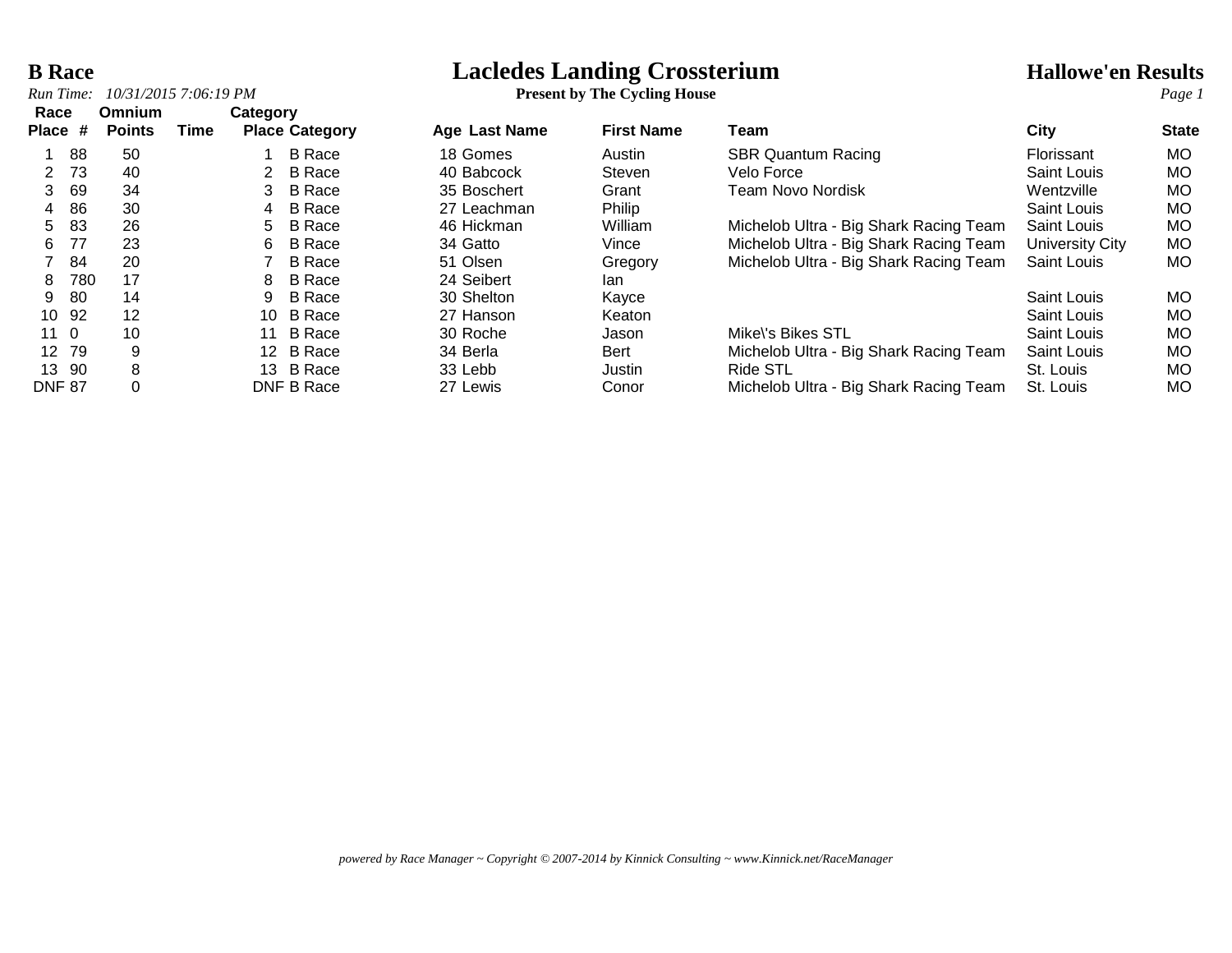# Lacledes Landing Crossterium

**B Race**

*Run Time: 10/31/2015 7:06:19 PM*

**Present by The Cycling House**

**Hallowe'en Results**

| Race Place | # | Omnium Points | Time | Category Place | Category | Age | Last Name | First Name | Team | City | State |
|---|---|---|---|---|---|---|---|---|---|---|---|
| 1 | 88 | 50 | | 1 | B Race | 18 | Gomes | Austin | SBR Quantum Racing | Florissant | MO |
| 2 | 73 | 40 | | 2 | B Race | 40 | Babcock | Steven | Velo Force | Saint Louis | MO |
| 3 | 69 | 34 | | 3 | B Race | 35 | Boschert | Grant | Team Novo Nordisk | Wentzville | MO |
| 4 | 86 | 30 | | 4 | B Race | 27 | Leachman | Philip | | Saint Louis | MO |
| 5 | 83 | 26 | | 5 | B Race | 46 | Hickman | William | Michelob Ultra - Big Shark Racing Team | Saint Louis | MO |
| 6 | 77 | 23 | | 6 | B Race | 34 | Gatto | Vince | Michelob Ultra - Big Shark Racing Team | University City | MO |
| 7 | 84 | 20 | | 7 | B Race | 51 | Olsen | Gregory | Michelob Ultra - Big Shark Racing Team | Saint Louis | MO |
| 8 | 780 | 17 | | 8 | B Race | 24 | Seibert | Ian | | | |
| 9 | 80 | 14 | | 9 | B Race | 30 | Shelton | Kayce | | Saint Louis | MO |
| 10 | 92 | 12 | | 10 | B Race | 27 | Hanson | Keaton | | Saint Louis | MO |
| 11 | 0 | 10 | | 11 | B Race | 30 | Roche | Jason | Mike\'s Bikes STL | Saint Louis | MO |
| 12 | 79 | 9 | | 12 | B Race | 34 | Berla | Bert | Michelob Ultra - Big Shark Racing Team | Saint Louis | MO |
| 13 | 90 | 8 | | 13 | B Race | 33 | Lebb | Justin | Ride STL | St. Louis | MO |
| DNF | 87 | 0 | | DNF | B Race | 27 | Lewis | Conor | Michelob Ultra - Big Shark Racing Team | St. Louis | MO |

*powered by Race Manager ~ Copyright © 2007-2014 by Kinnick Consulting ~ www.Kinnick.net/RaceManager*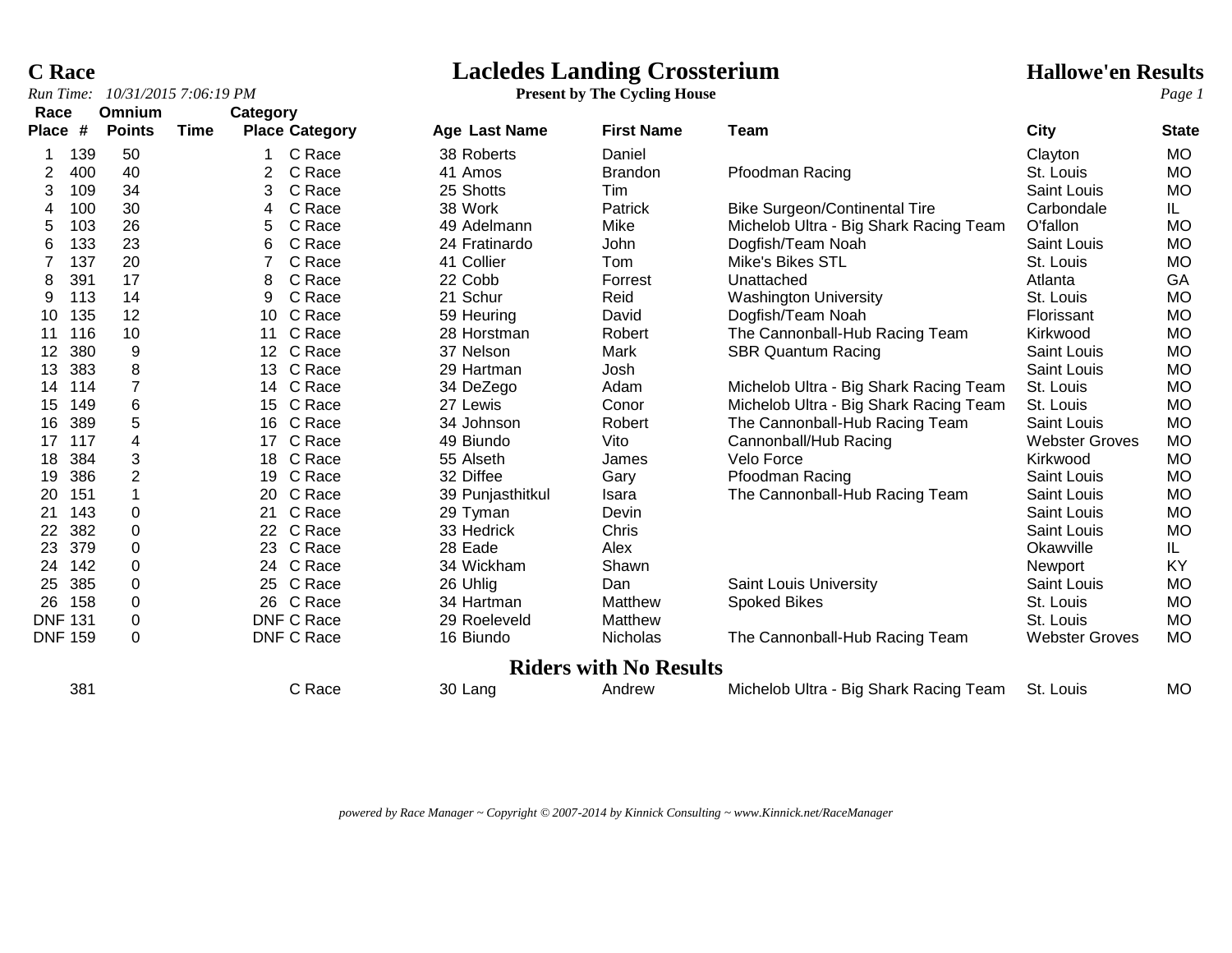# C Race

## Lacledes Landing Crossterium

**Present by The Cycling House**

## Hallowe'en Results

*Run Time: 10/31/2015 7:06:19 PM*

| Race Place | # | Omnium Points | Time | Category Place | Category | Age | Last Name | First Name | Team | City | State |
|---|---|---|---|---|---|---|---|---|---|---|---|
| 1 | 139 | 50 | | 1 | C Race | 38 | Roberts | Daniel | | Clayton | MO |
| 2 | 400 | 40 | | 2 | C Race | 41 | Amos | Brandon | Pfoodman Racing | St. Louis | MO |
| 3 | 109 | 34 | | 3 | C Race | 25 | Shotts | Tim | | Saint Louis | MO |
| 4 | 100 | 30 | | 4 | C Race | 38 | Work | Patrick | Bike Surgeon/Continental Tire | Carbondale | IL |
| 5 | 103 | 26 | | 5 | C Race | 49 | Adelmann | Mike | Michelob Ultra - Big Shark Racing Team | O'fallon | MO |
| 6 | 133 | 23 | | 6 | C Race | 24 | Fratinardo | John | Dogfish/Team Noah | Saint Louis | MO |
| 7 | 137 | 20 | | 7 | C Race | 41 | Collier | Tom | Mike's Bikes STL | St. Louis | MO |
| 8 | 391 | 17 | | 8 | C Race | 22 | Cobb | Forrest | Unattached | Atlanta | GA |
| 9 | 113 | 14 | | 9 | C Race | 21 | Schur | Reid | Washington University | St. Louis | MO |
| 10 | 135 | 12 | | 10 | C Race | 59 | Heuring | David | Dogfish/Team Noah | Florissant | MO |
| 11 | 116 | 10 | | 11 | C Race | 28 | Horstman | Robert | The Cannonball-Hub Racing Team | Kirkwood | MO |
| 12 | 380 | 9 | | 12 | C Race | 37 | Nelson | Mark | SBR Quantum Racing | Saint Louis | MO |
| 13 | 383 | 8 | | 13 | C Race | 29 | Hartman | Josh | | Saint Louis | MO |
| 14 | 114 | 7 | | 14 | C Race | 34 | DeZego | Adam | Michelob Ultra - Big Shark Racing Team | St. Louis | MO |
| 15 | 149 | 6 | | 15 | C Race | 27 | Lewis | Conor | Michelob Ultra - Big Shark Racing Team | St. Louis | MO |
| 16 | 389 | 5 | | 16 | C Race | 34 | Johnson | Robert | The Cannonball-Hub Racing Team | Saint Louis | MO |
| 17 | 117 | 4 | | 17 | C Race | 49 | Biundo | Vito | Cannonball/Hub Racing | Webster Groves | MO |
| 18 | 384 | 3 | | 18 | C Race | 55 | Alseth | James | Velo Force | Kirkwood | MO |
| 19 | 386 | 2 | | 19 | C Race | 32 | Diffee | Gary | Pfoodman Racing | Saint Louis | MO |
| 20 | 151 | 1 | | 20 | C Race | 39 | Punjasthitkul | Isara | The Cannonball-Hub Racing Team | Saint Louis | MO |
| 21 | 143 | 0 | | 21 | C Race | 29 | Tyman | Devin | | Saint Louis | MO |
| 22 | 382 | 0 | | 22 | C Race | 33 | Hedrick | Chris | | Saint Louis | MO |
| 23 | 379 | 0 | | 23 | C Race | 28 | Eade | Alex | | Okawville | IL |
| 24 | 142 | 0 | | 24 | C Race | 34 | Wickham | Shawn | | Newport | KY |
| 25 | 385 | 0 | | 25 | C Race | 26 | Uhlig | Dan | Saint Louis University | Saint Louis | MO |
| 26 | 158 | 0 | | 26 | C Race | 34 | Hartman | Matthew | Spoked Bikes | St. Louis | MO |
| DNF | 131 | 0 | | DNF | C Race | 29 | Roeleveld | Matthew | | St. Louis | MO |
| DNF | 159 | 0 | | DNF | C Race | 16 | Biundo | Nicholas | The Cannonball-Hub Racing Team | Webster Groves | MO |

## Riders with No Results

| Race Place | # | Omnium Points | Time | Category Place | Category | Age | Last Name | First Name | Team | City | State |
|---|---|---|---|---|---|---|---|---|---|---|---|
| | 381 | | | | C Race | 30 | Lang | Andrew | Michelob Ultra - Big Shark Racing Team | St. Louis | MO |

*powered by Race Manager ~ Copyright © 2007-2014 by Kinnick Consulting ~ www.Kinnick.net/RaceManager*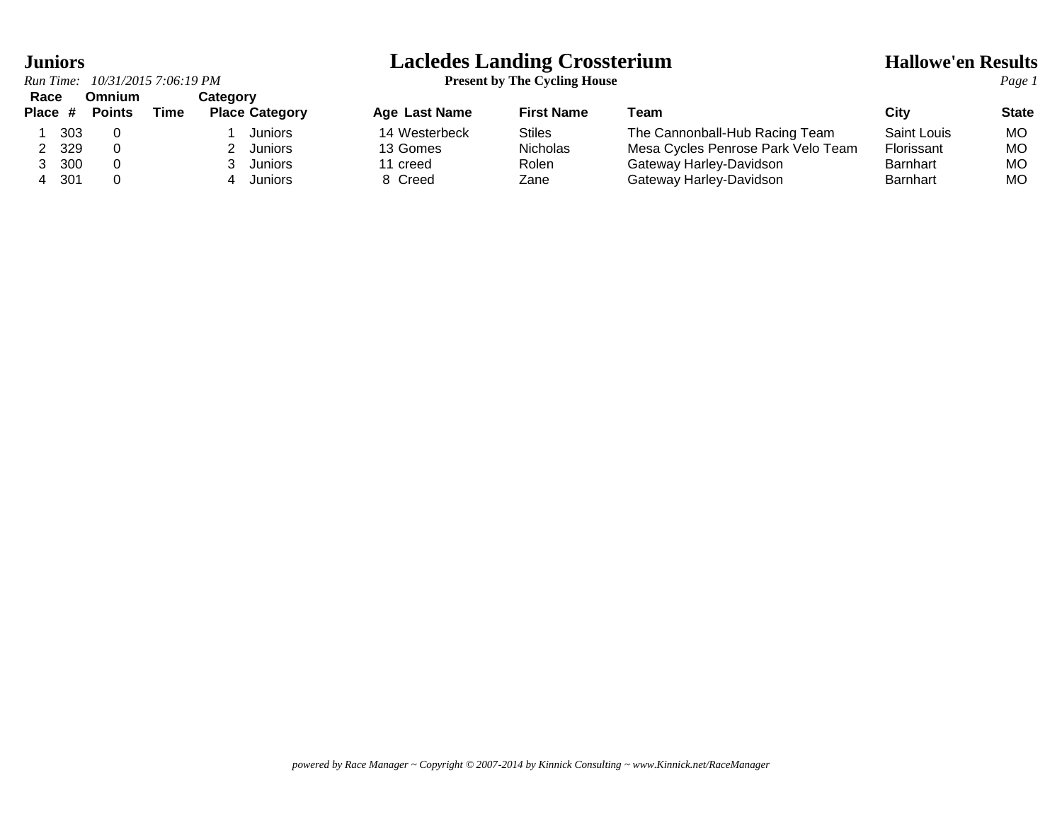# Juniors

# Lacledes Landing Crossterium

**Present by The Cycling House**

## Hallowe'en Results

*Run Time: 10/31/2015 7:06:19 PM*

| Race Place | # | Omnium Points | Time | Category Place | Category | Age | Last Name | First Name | Team | City | State |
|---|---|---|---|---|---|---|---|---|---|---|---|
| 1 | 303 | 0 | | 1 | Juniors | 14 | Westerbeck | Stiles | The Cannonball-Hub Racing Team | Saint Louis | MO |
| 2 | 329 | 0 | | 2 | Juniors | 13 | Gomes | Nicholas | Mesa Cycles Penrose Park Velo Team | Florissant | MO |
| 3 | 300 | 0 | | 3 | Juniors | 11 | creed | Rolen | Gateway Harley-Davidson | Barnhart | MO |
| 4 | 301 | 0 | | 4 | Juniors | 8 | Creed | Zane | Gateway Harley-Davidson | Barnhart | MO |

*powered by Race Manager ~ Copyright © 2007-2014 by Kinnick Consulting ~ www.Kinnick.net/RaceManager*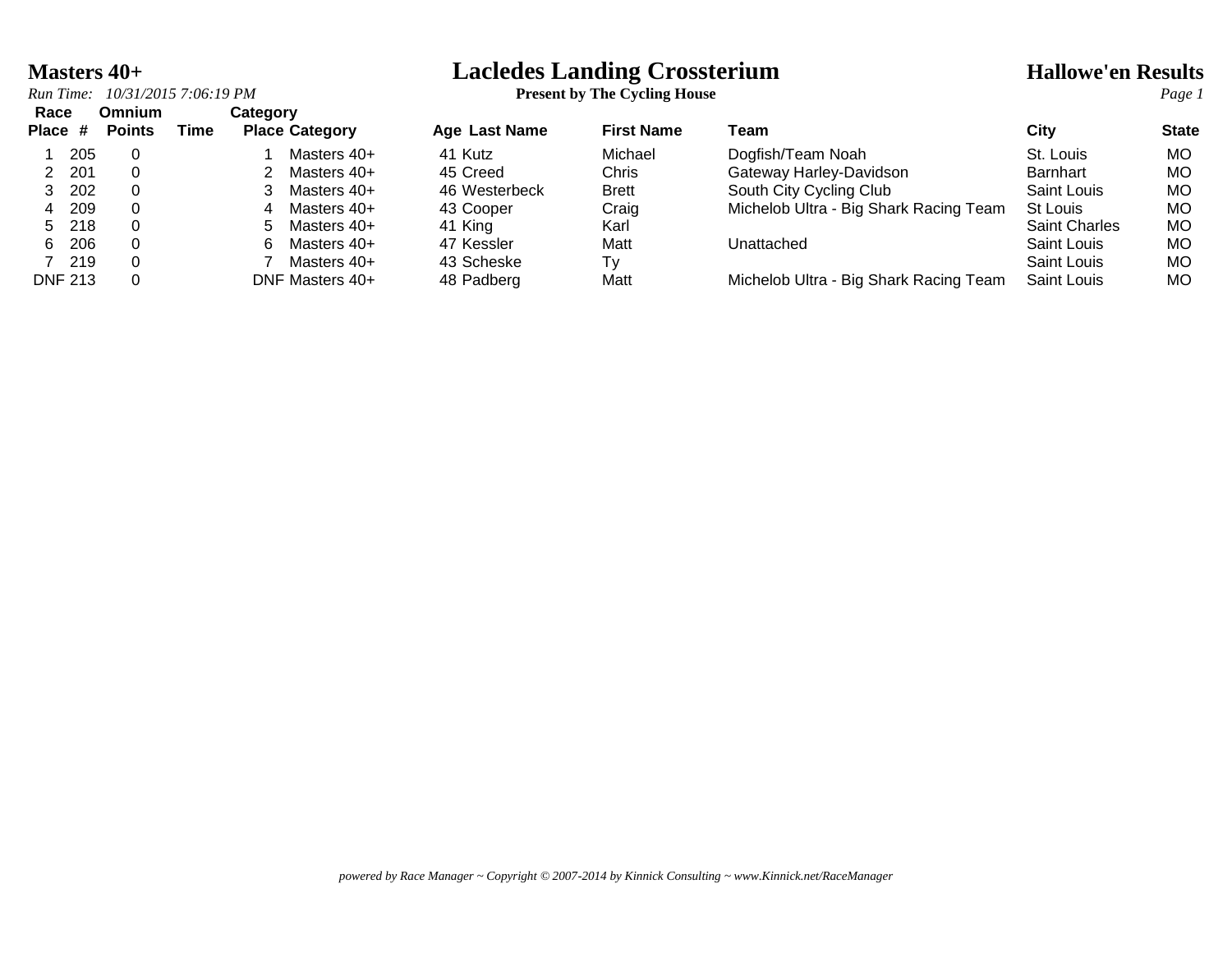# Masters 40+

# Lacledes Landing Crossterium

**Present by The Cycling House**

## Hallowe'en Results

*Run Time: 10/31/2015 7:06:19 PM*

| Race Place | # | Omnium Points | Time | Category Place | Category | Age | Last Name | First Name | Team | City | State |
|---|---|---|---|---|---|---|---|---|---|---|---|
| 1 | 205 | 0 | | 1 | Masters 40+ | 41 | Kutz | Michael | Dogfish/Team Noah | St. Louis | MO |
| 2 | 201 | 0 | | 2 | Masters 40+ | 45 | Creed | Chris | Gateway Harley-Davidson | Barnhart | MO |
| 3 | 202 | 0 | | 3 | Masters 40+ | 46 | Westerbeck | Brett | South City Cycling Club | Saint Louis | MO |
| 4 | 209 | 0 | | 4 | Masters 40+ | 43 | Cooper | Craig | Michelob Ultra - Big Shark Racing Team | St Louis | MO |
| 5 | 218 | 0 | | 5 | Masters 40+ | 41 | King | Karl | | Saint Charles | MO |
| 6 | 206 | 0 | | 6 | Masters 40+ | 47 | Kessler | Matt | Unattached | Saint Louis | MO |
| 7 | 219 | 0 | | 7 | Masters 40+ | 43 | Scheske | Ty | | Saint Louis | MO |
| DNF | 213 | 0 | | DNF | Masters 40+ | 48 | Padberg | Matt | Michelob Ultra - Big Shark Racing Team | Saint Louis | MO |

*powered by Race Manager ~ Copyright © 2007-2014 by Kinnick Consulting ~ www.Kinnick.net/RaceManager*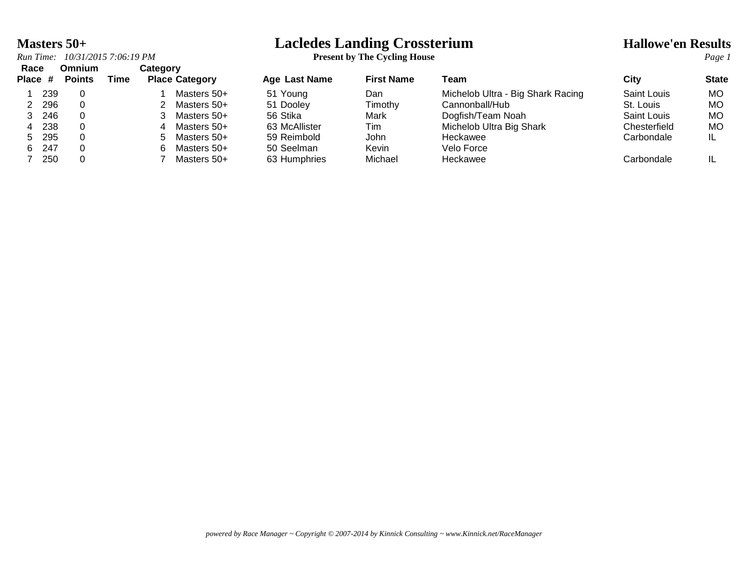# Masters 50+

# Lacledes Landing Crossterium

**Present by The Cycling House**

## Hallowe'en Results

*Run Time: 10/31/2015 7:06:19 PM*

| Race Place | # | Omnium Points | Time | Category Place | Category | Age | Last Name | First Name | Team | City | State |
|---|---|---|---|---|---|---|---|---|---|---|---|
| 1 | 239 | 0 | | 1 | Masters 50+ | 51 | Young | Dan | Michelob Ultra - Big Shark Racing | Saint Louis | MO |
| 2 | 296 | 0 | | 2 | Masters 50+ | 51 | Dooley | Timothy | Cannonball/Hub | St. Louis | MO |
| 3 | 246 | 0 | | 3 | Masters 50+ | 56 | Stika | Mark | Dogfish/Team Noah | Saint Louis | MO |
| 4 | 238 | 0 | | 4 | Masters 50+ | 63 | McAllister | Tim | Michelob Ultra Big Shark | Chesterfield | MO |
| 5 | 295 | 0 | | 5 | Masters 50+ | 59 | Reimbold | John | Heckawee | Carbondale | IL |
| 6 | 247 | 0 | | 6 | Masters 50+ | 50 | Seelman | Kevin | Velo Force | | |
| 7 | 250 | 0 | | 7 | Masters 50+ | 63 | Humphries | Michael | Heckawee | Carbondale | IL |

*powered by Race Manager ~ Copyright © 2007-2014 by Kinnick Consulting ~ www.Kinnick.net/RaceManager*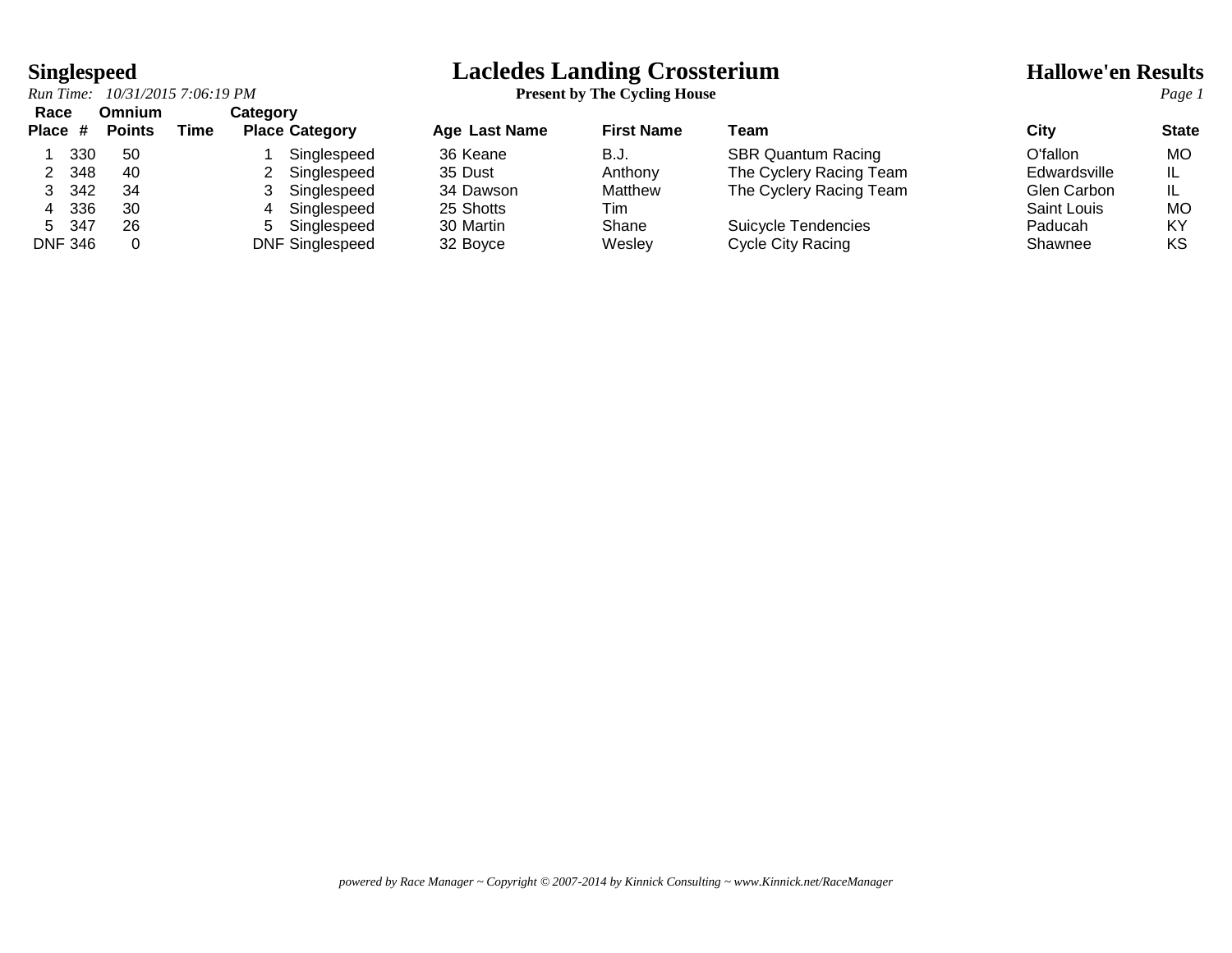# Lacledes Landing Crossterium

**Present by The Cycling House**

## Singlespeed

**Hallowe'en Results**

*Run Time: 10/31/2015 7:06:19 PM*

| Race Place | # | Omnium Points | Time | Category Place | Category | Age | Last Name | First Name | Team | City | State |
|---|---|---|---|---|---|---|---|---|---|---|---|
| 1 | 330 | 50 | | 1 | Singlespeed | 36 | Keane | B.J. | SBR Quantum Racing | O'fallon | MO |
| 2 | 348 | 40 | | 2 | Singlespeed | 35 | Dust | Anthony | The Cyclery Racing Team | Edwardsville | IL |
| 3 | 342 | 34 | | 3 | Singlespeed | 34 | Dawson | Matthew | The Cyclery Racing Team | Glen Carbon | IL |
| 4 | 336 | 30 | | 4 | Singlespeed | 25 | Shotts | Tim | | Saint Louis | MO |
| 5 | 347 | 26 | | 5 | Singlespeed | 30 | Martin | Shane | Suicycle Tendencies | Paducah | KY |
| DNF | 346 | 0 | | DNF | Singlespeed | 32 | Boyce | Wesley | Cycle City Racing | Shawnee | KS |

*powered by Race Manager ~ Copyright © 2007-2014 by Kinnick Consulting ~ www.Kinnick.net/RaceManager*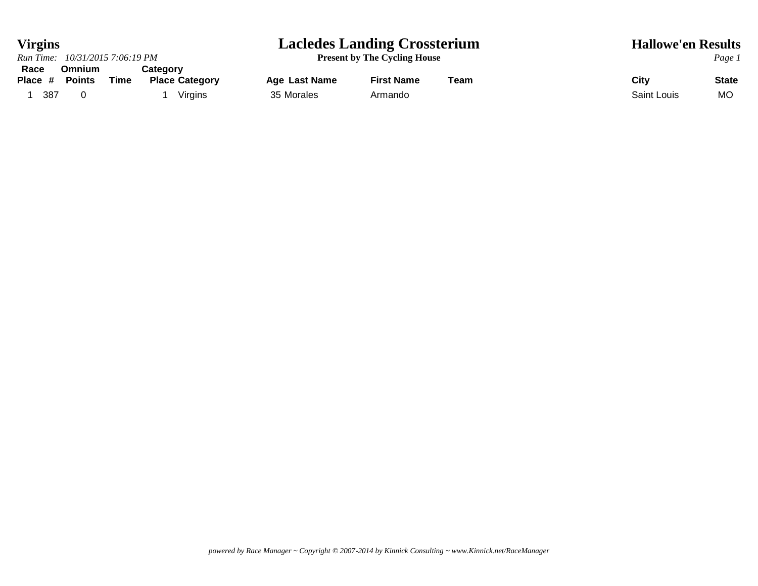**Virgins**

*Run Time: 10/31/2015 7:06:19 PM*

# Lacledes Landing Crossterium

**Present by The Cycling House**

**Hallowe'en Results**

| Race Place | # | Omnium Points | Time | Category Place | Category | Age | Last Name | First Name | Team | City | State |
|---|---|---|---|---|---|---|---|---|---|---|---|
| 1 | 387 | 0 | | 1 | Virgins | 35 | Morales | Armando | | Saint Louis | MO |

*powered by Race Manager ~ Copyright © 2007-2014 by Kinnick Consulting ~ www.Kinnick.net/RaceManager*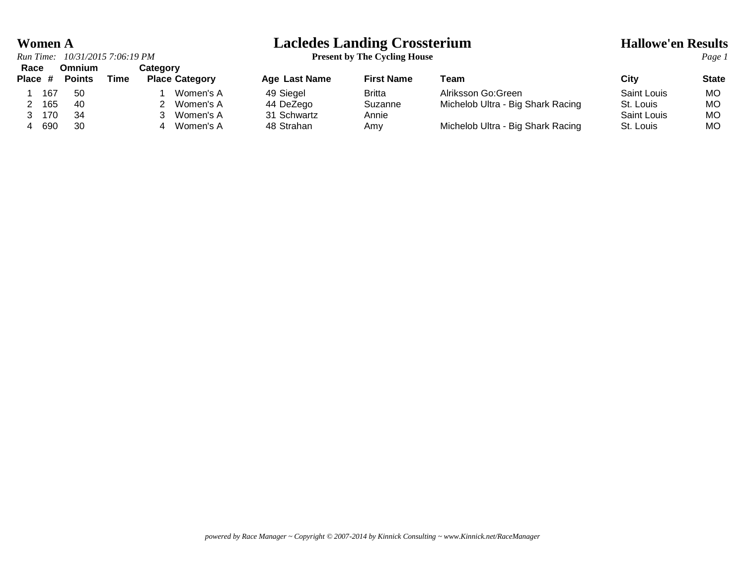# Women A

# Lacledes Landing Crossterium

**Present by The Cycling House**

## Hallowe'en Results

*Run Time: 10/31/2015 7:06:19 PM*

| Race Place | # | Omnium Points | Time | Category Place | Category | Age | Last Name | First Name | Team | City | State |
|---|---|---|---|---|---|---|---|---|---|---|---|
| 1 | 167 | 50 | | 1 | Women's A | 49 | Siegel | Britta | Alriksson Go:Green | Saint Louis | MO |
| 2 | 165 | 40 | | 2 | Women's A | 44 | DeZego | Suzanne | Michelob Ultra - Big Shark Racing | St. Louis | MO |
| 3 | 170 | 34 | | 3 | Women's A | 31 | Schwartz | Annie | | Saint Louis | MO |
| 4 | 690 | 30 | | 4 | Women's A | 48 | Strahan | Amy | Michelob Ultra - Big Shark Racing | St. Louis | MO |

*powered by Race Manager ~ Copyright © 2007-2014 by Kinnick Consulting ~ www.Kinnick.net/RaceManager*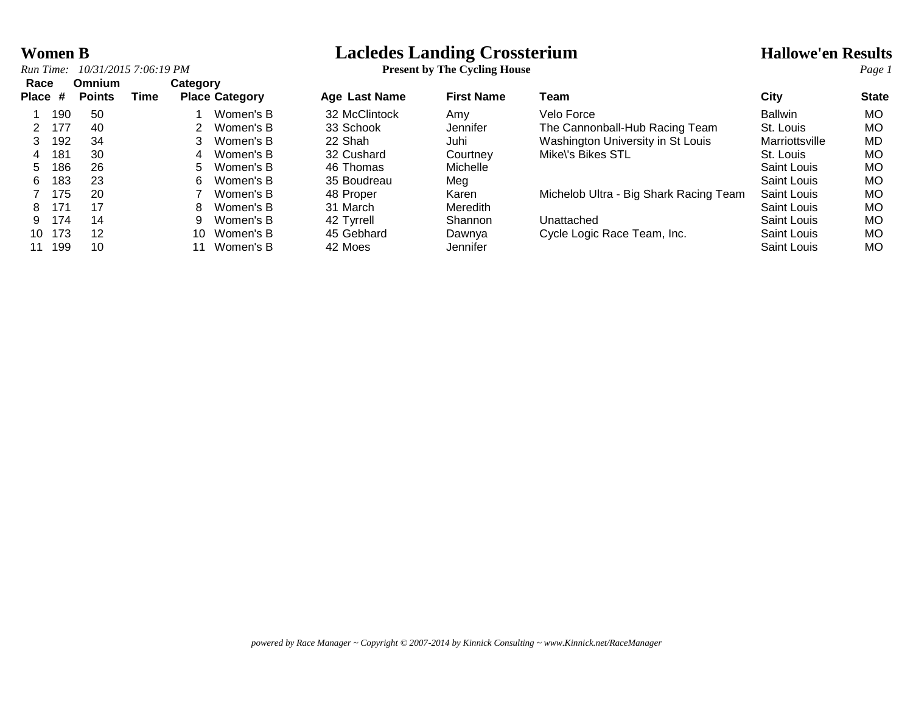# Women B

## Lacledes Landing Crossterium

## Hallowe'en Results

*Run Time: 10/31/2015 7:06:19 PM*

**Present by The Cycling House**

| Race Place | # | Omnium Points | Time | Category Place | Category | Age | Last Name | First Name | Team | City | State |
|---|---|---|---|---|---|---|---|---|---|---|---|
| 1 | 190 | 50 | | 1 | Women's B | 32 | McClintock | Amy | Velo Force | Ballwin | MO |
| 2 | 177 | 40 | | 2 | Women's B | 33 | Schook | Jennifer | The Cannonball-Hub Racing Team | St. Louis | MO |
| 3 | 192 | 34 | | 3 | Women's B | 22 | Shah | Juhi | Washington University in St Louis | Marriottsville | MD |
| 4 | 181 | 30 | | 4 | Women's B | 32 | Cushard | Courtney | Mike\'s Bikes STL | St. Louis | MO |
| 5 | 186 | 26 | | 5 | Women's B | 46 | Thomas | Michelle | | Saint Louis | MO |
| 6 | 183 | 23 | | 6 | Women's B | 35 | Boudreau | Meg | | Saint Louis | MO |
| 7 | 175 | 20 | | 7 | Women's B | 48 | Proper | Karen | Michelob Ultra - Big Shark Racing Team | Saint Louis | MO |
| 8 | 171 | 17 | | 8 | Women's B | 31 | March | Meredith | | Saint Louis | MO |
| 9 | 174 | 14 | | 9 | Women's B | 42 | Tyrrell | Shannon | Unattached | Saint Louis | MO |
| 10 | 173 | 12 | | 10 | Women's B | 45 | Gebhard | Dawnya | Cycle Logic Race Team, Inc. | Saint Louis | MO |
| 11 | 199 | 10 | | 11 | Women's B | 42 | Moes | Jennifer | | Saint Louis | MO |

*powered by Race Manager ~ Copyright © 2007-2014 by Kinnick Consulting ~ www.Kinnick.net/RaceManager*